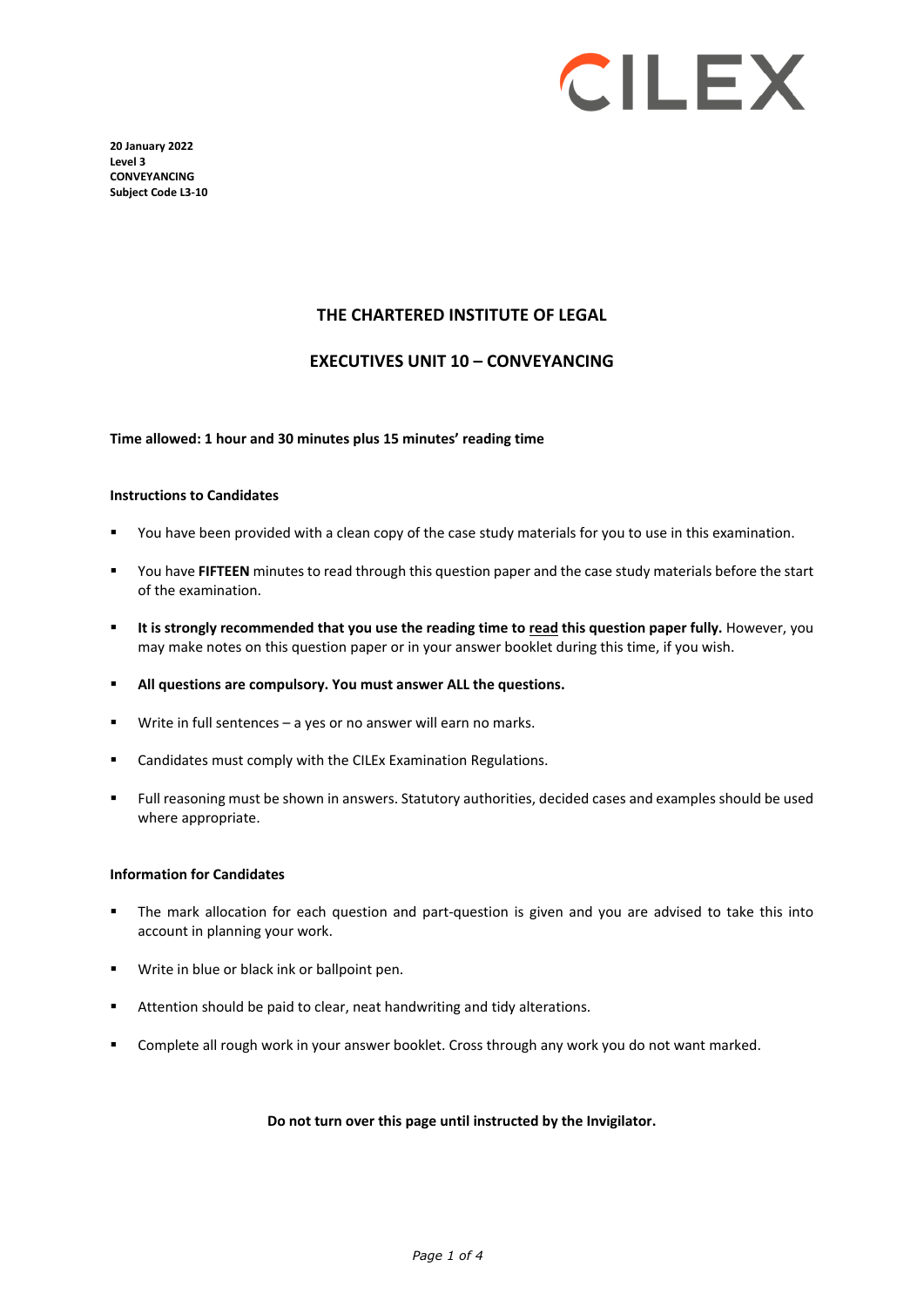CILEX

**20 January 2022**
**Level 3**
**CONVEYANCING**
**Subject Code L3-10**

## THE CHARTERED INSTITUTE OF LEGAL

## EXECUTIVES UNIT 10 – CONVEYANCING

**Time allowed: 1 hour and 30 minutes plus 15 minutes' reading time**

**Instructions to Candidates**

- You have been provided with a clean copy of the case study materials for you to use in this examination.
- You have **FIFTEEN** minutes to read through this question paper and the case study materials before the start of the examination.
- **It is strongly recommended that you use the reading time to read this question paper fully.** However, you may make notes on this question paper or in your answer booklet during this time, if you wish.
- **All questions are compulsory. You must answer ALL the questions.**
- Write in full sentences – a yes or no answer will earn no marks.
- Candidates must comply with the CILEx Examination Regulations.
- Full reasoning must be shown in answers. Statutory authorities, decided cases and examples should be used where appropriate.

**Information for Candidates**

- The mark allocation for each question and part-question is given and you are advised to take this into account in planning your work.
- Write in blue or black ink or ballpoint pen.
- Attention should be paid to clear, neat handwriting and tidy alterations.
- Complete all rough work in your answer booklet. Cross through any work you do not want marked.

**Do not turn over this page until instructed by the Invigilator.**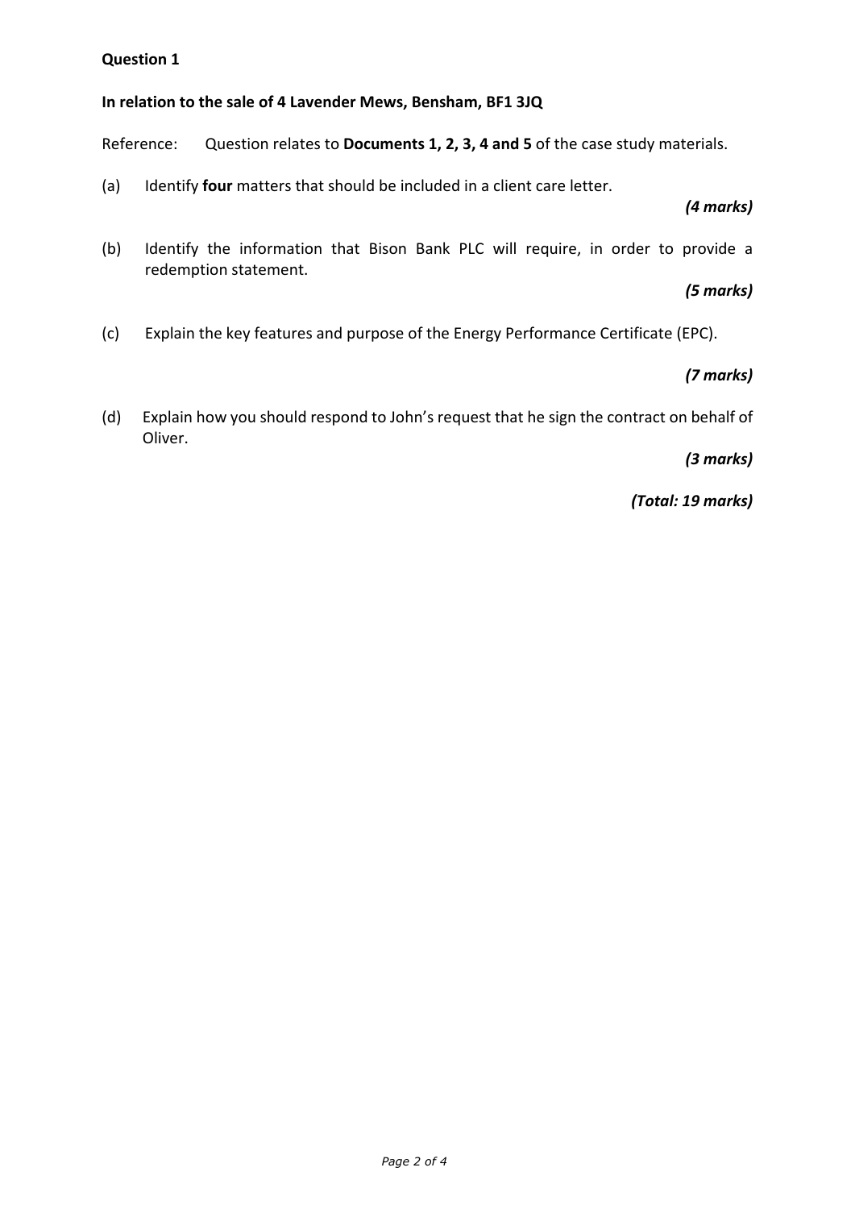**Question 1**

**In relation to the sale of 4 Lavender Mews, Bensham, BF1 3JQ**

Reference: Question relates to **Documents 1, 2, 3, 4 and 5** of the case study materials.

(a) Identify **four** matters that should be included in a client care letter.

***(4 marks)***

(b) Identify the information that Bison Bank PLC will require, in order to provide a redemption statement.

***(5 marks)***

(c) Explain the key features and purpose of the Energy Performance Certificate (EPC).

***(7 marks)***

(d) Explain how you should respond to John's request that he sign the contract on behalf of Oliver.

***(3 marks)***

***(Total: 19 marks)***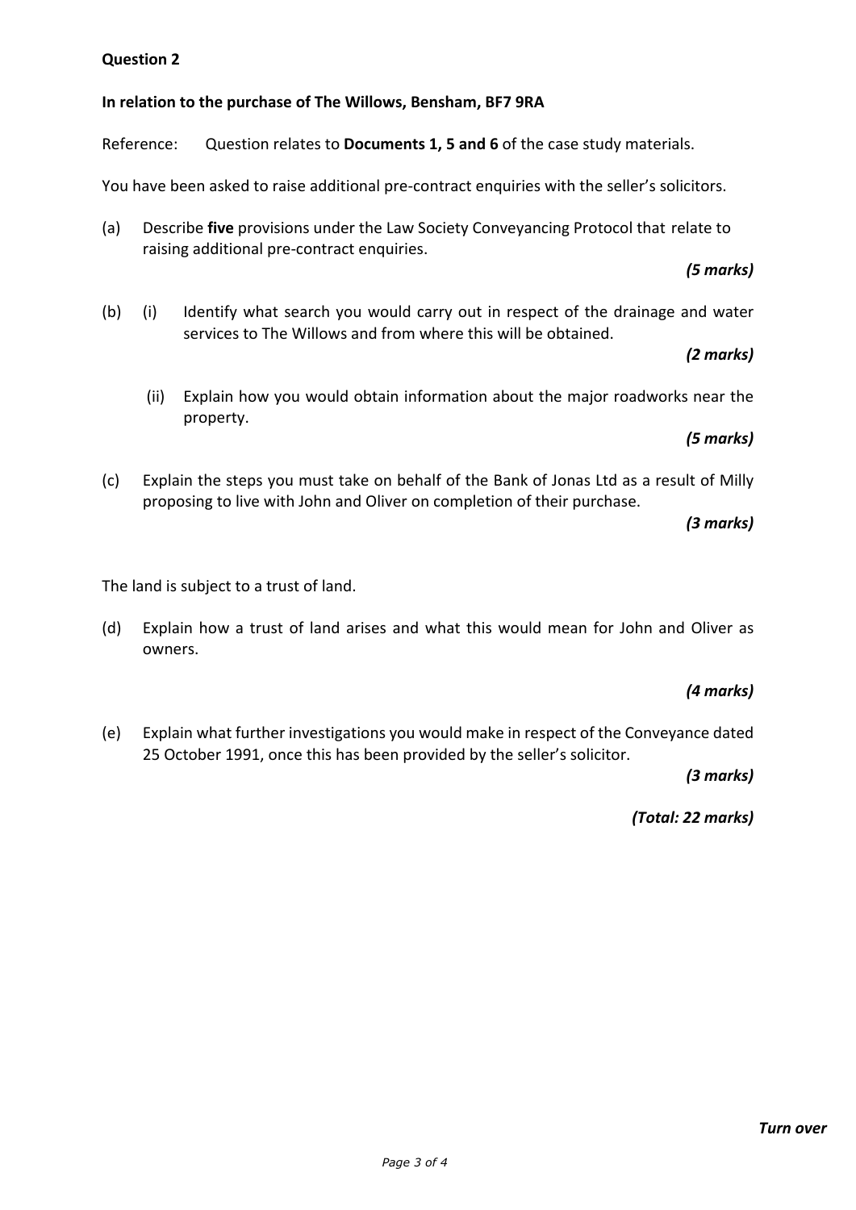**Question 2**

**In relation to the purchase of The Willows, Bensham, BF7 9RA**

Reference: Question relates to **Documents 1, 5 and 6** of the case study materials.

You have been asked to raise additional pre-contract enquiries with the seller's solicitors.

(a) Describe **five** provisions under the Law Society Conveyancing Protocol that relate to raising additional pre-contract enquiries.

***(5 marks)***

(b) (i) Identify what search you would carry out in respect of the drainage and water services to The Willows and from where this will be obtained.

***(2 marks)***

(ii) Explain how you would obtain information about the major roadworks near the property.

***(5 marks)***

(c) Explain the steps you must take on behalf of the Bank of Jonas Ltd as a result of Milly proposing to live with John and Oliver on completion of their purchase.

***(3 marks)***

The land is subject to a trust of land.

(d) Explain how a trust of land arises and what this would mean for John and Oliver as owners.

***(4 marks)***

(e) Explain what further investigations you would make in respect of the Conveyance dated 25 October 1991, once this has been provided by the seller's solicitor.

***(3 marks)***

***(Total: 22 marks)***

***Turn over***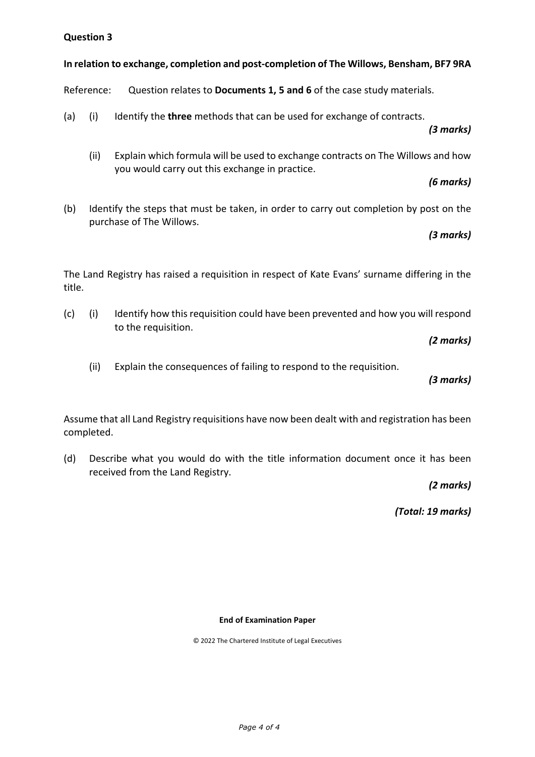**Question 3**

**In relation to exchange, completion and post-completion of The Willows, Bensham, BF7 9RA**

Reference: Question relates to **Documents 1, 5 and 6** of the case study materials.

(a) (i) Identify the **three** methods that can be used for exchange of contracts.

*(3 marks)*

(ii) Explain which formula will be used to exchange contracts on The Willows and how you would carry out this exchange in practice.

*(6 marks)*

(b) Identify the steps that must be taken, in order to carry out completion by post on the purchase of The Willows.

*(3 marks)*

The Land Registry has raised a requisition in respect of Kate Evans' surname differing in the title.

(c) (i) Identify how this requisition could have been prevented and how you will respond to the requisition.

*(2 marks)*

(ii) Explain the consequences of failing to respond to the requisition.

*(3 marks)*

Assume that all Land Registry requisitions have now been dealt with and registration has been completed.

(d) Describe what you would do with the title information document once it has been received from the Land Registry.

*(2 marks)*

***(Total: 19 marks)***

**End of Examination Paper**

© 2022 The Chartered Institute of Legal Executives